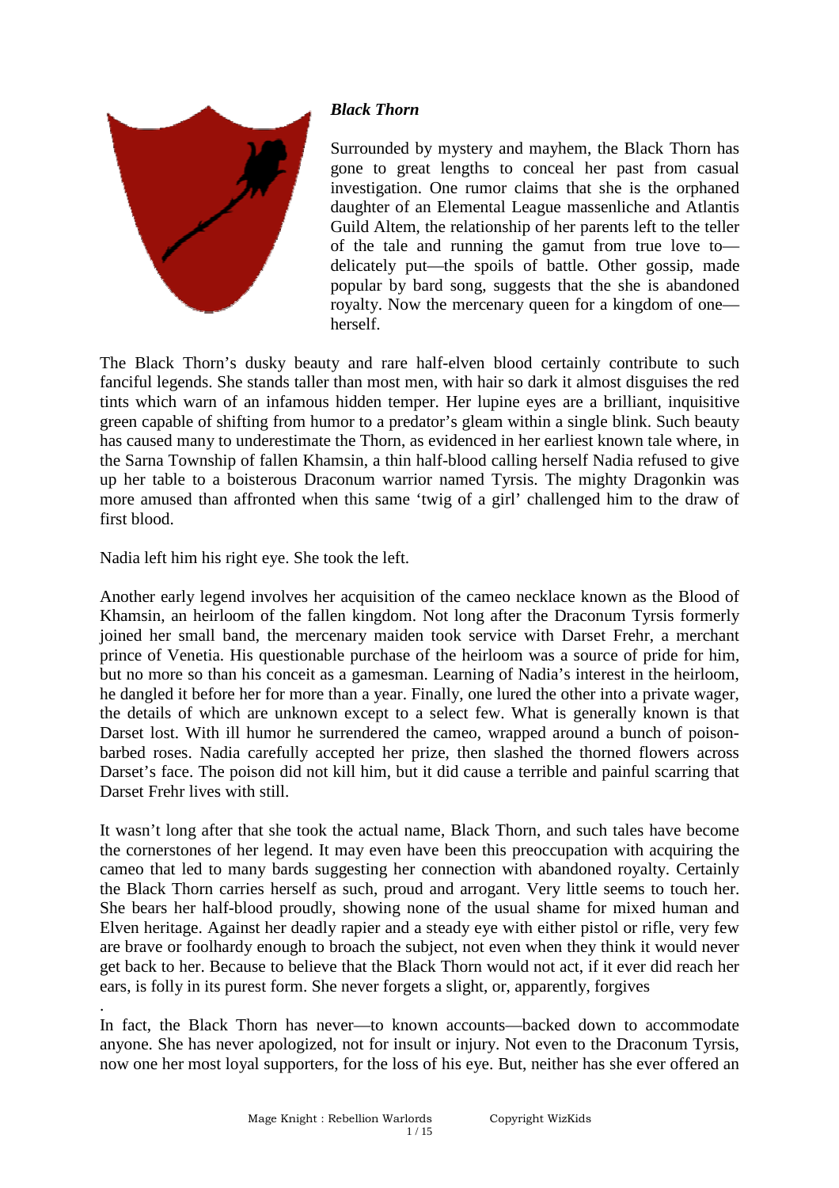***Black Thorn***

Surrounded by mystery and mayhem, the Black Thorn has gone to great lengths to conceal her past from casual investigation. One rumor claims that she is the orphaned daughter of an Elemental League massenliche and Atlantis Guild Altem, the relationship of her parents left to the teller of the tale and running the gamut from true love to—delicately put—the spoils of battle. Other gossip, made popular by bard song, suggests that the she is abandoned royalty. Now the mercenary queen for a kingdom of one—herself.

The Black Thorn's dusky beauty and rare half-elven blood certainly contribute to such fanciful legends. She stands taller than most men, with hair so dark it almost disguises the red tints which warn of an infamous hidden temper. Her lupine eyes are a brilliant, inquisitive green capable of shifting from humor to a predator's gleam within a single blink. Such beauty has caused many to underestimate the Thorn, as evidenced in her earliest known tale where, in the Sarna Township of fallen Khamsin, a thin half-blood calling herself Nadia refused to give up her table to a boisterous Draconum warrior named Tyrsis. The mighty Dragonkin was more amused than affronted when this same 'twig of a girl' challenged him to the draw of first blood.

Nadia left him his right eye. She took the left.

Another early legend involves her acquisition of the cameo necklace known as the Blood of Khamsin, an heirloom of the fallen kingdom. Not long after the Draconum Tyrsis formerly joined her small band, the mercenary maiden took service with Darset Frehr, a merchant prince of Venetia. His questionable purchase of the heirloom was a source of pride for him, but no more so than his conceit as a gamesman. Learning of Nadia's interest in the heirloom, he dangled it before her for more than a year. Finally, one lured the other into a private wager, the details of which are unknown except to a select few. What is generally known is that Darset lost. With ill humor he surrendered the cameo, wrapped around a bunch of poison-barbed roses. Nadia carefully accepted her prize, then slashed the thorned flowers across Darset's face. The poison did not kill him, but it did cause a terrible and painful scarring that Darset Frehr lives with still.

It wasn't long after that she took the actual name, Black Thorn, and such tales have become the cornerstones of her legend. It may even have been this preoccupation with acquiring the cameo that led to many bards suggesting her connection with abandoned royalty. Certainly the Black Thorn carries herself as such, proud and arrogant. Very little seems to touch her. She bears her half-blood proudly, showing none of the usual shame for mixed human and Elven heritage. Against her deadly rapier and a steady eye with either pistol or rifle, very few are brave or foolhardy enough to broach the subject, not even when they think it would never get back to her. Because to believe that the Black Thorn would not act, if it ever did reach her ears, is folly in its purest form. She never forgets a slight, or, apparently, forgives

.

In fact, the Black Thorn has never—to known accounts—backed down to accommodate anyone. She has never apologized, not for insult or injury. Not even to the Draconum Tyrsis, now one her most loyal supporters, for the loss of his eye. But, neither has she ever offered an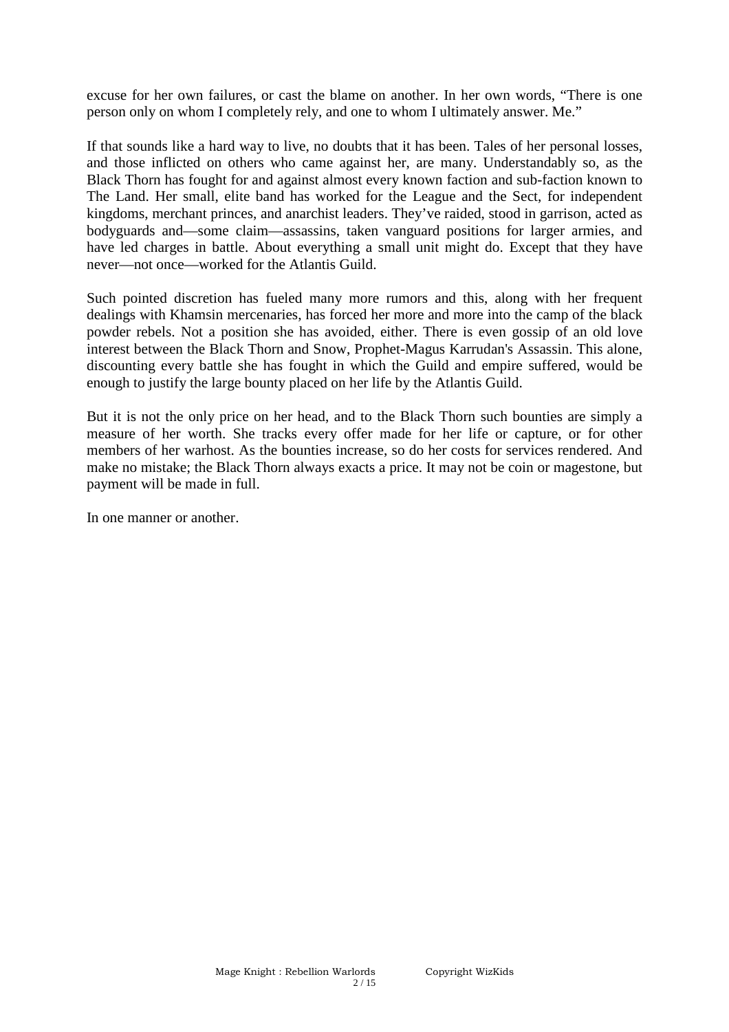excuse for her own failures, or cast the blame on another. In her own words, “There is one person only on whom I completely rely, and one to whom I ultimately answer. Me.”

If that sounds like a hard way to live, no doubts that it has been. Tales of her personal losses, and those inflicted on others who came against her, are many. Understandably so, as the Black Thorn has fought for and against almost every known faction and sub-faction known to The Land. Her small, elite band has worked for the League and the Sect, for independent kingdoms, merchant princes, and anarchist leaders. They’ve raided, stood in garrison, acted as bodyguards and—some claim—assassins, taken vanguard positions for larger armies, and have led charges in battle. About everything a small unit might do. Except that they have never—not once—worked for the Atlantis Guild.

Such pointed discretion has fueled many more rumors and this, along with her frequent dealings with Khamsin mercenaries, has forced her more and more into the camp of the black powder rebels. Not a position she has avoided, either. There is even gossip of an old love interest between the Black Thorn and Snow, Prophet-Magus Karrudan's Assassin. This alone, discounting every battle she has fought in which the Guild and empire suffered, would be enough to justify the large bounty placed on her life by the Atlantis Guild.

But it is not the only price on her head, and to the Black Thorn such bounties are simply a measure of her worth. She tracks every offer made for her life or capture, or for other members of her warhost. As the bounties increase, so do her costs for services rendered. And make no mistake; the Black Thorn always exacts a price. It may not be coin or magestone, but payment will be made in full.

In one manner or another.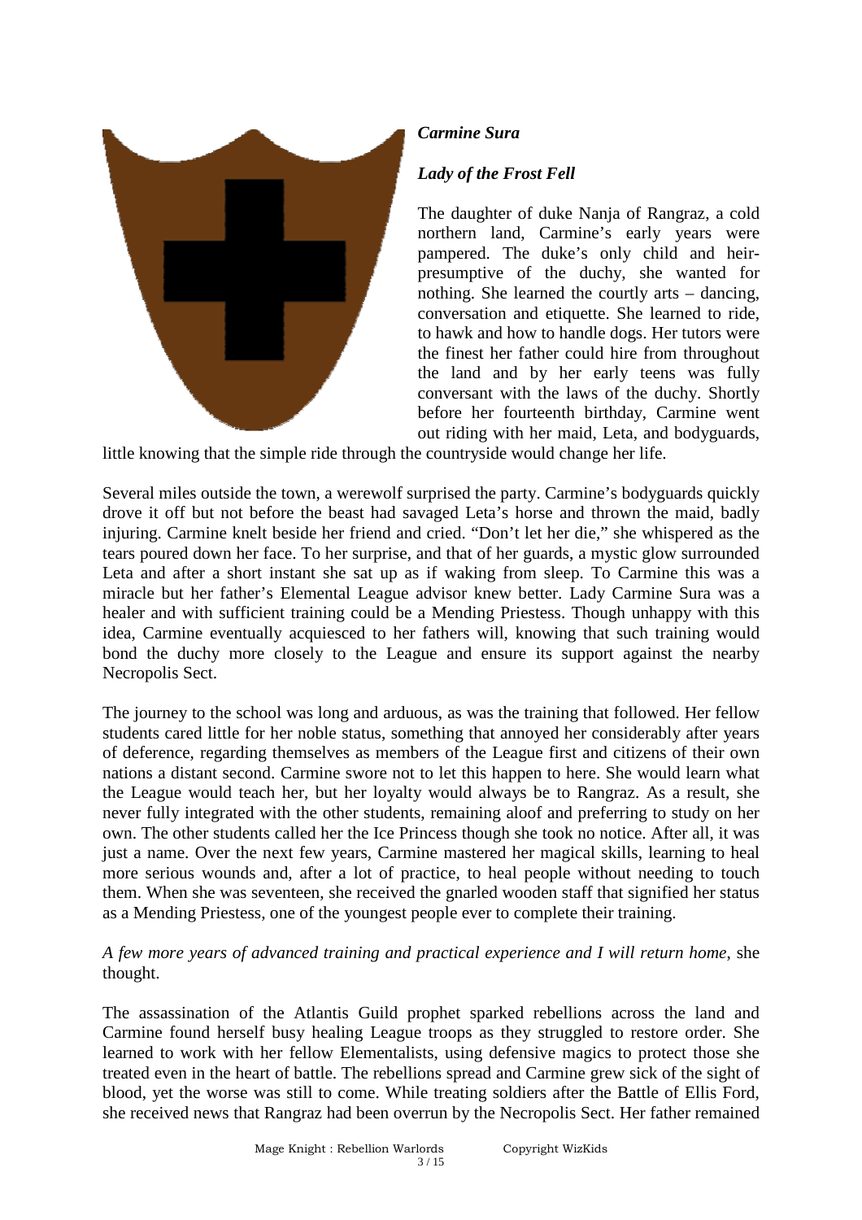***Carmine Sura***

***Lady of the Frost Fell***

The daughter of duke Nanja of Rangraz, a cold northern land, Carmine's early years were pampered. The duke's only child and heir-presumptive of the duchy, she wanted for nothing. She learned the courtly arts – dancing, conversation and etiquette. She learned to ride, to hawk and how to handle dogs. Her tutors were the finest her father could hire from throughout the land and by her early teens was fully conversant with the laws of the duchy. Shortly before her fourteenth birthday, Carmine went out riding with her maid, Leta, and bodyguards, little knowing that the simple ride through the countryside would change her life.

Several miles outside the town, a werewolf surprised the party. Carmine's bodyguards quickly drove it off but not before the beast had savaged Leta's horse and thrown the maid, badly injuring. Carmine knelt beside her friend and cried. "Don't let her die," she whispered as the tears poured down her face. To her surprise, and that of her guards, a mystic glow surrounded Leta and after a short instant she sat up as if waking from sleep. To Carmine this was a miracle but her father's Elemental League advisor knew better. Lady Carmine Sura was a healer and with sufficient training could be a Mending Priestess. Though unhappy with this idea, Carmine eventually acquiesced to her fathers will, knowing that such training would bond the duchy more closely to the League and ensure its support against the nearby Necropolis Sect.

The journey to the school was long and arduous, as was the training that followed. Her fellow students cared little for her noble status, something that annoyed her considerably after years of deference, regarding themselves as members of the League first and citizens of their own nations a distant second. Carmine swore not to let this happen to here. She would learn what the League would teach her, but her loyalty would always be to Rangraz. As a result, she never fully integrated with the other students, remaining aloof and preferring to study on her own. The other students called her the Ice Princess though she took no notice. After all, it was just a name. Over the next few years, Carmine mastered her magical skills, learning to heal more serious wounds and, after a lot of practice, to heal people without needing to touch them. When she was seventeen, she received the gnarled wooden staff that signified her status as a Mending Priestess, one of the youngest people ever to complete their training.

*A few more years of advanced training and practical experience and I will return home*, she thought.

The assassination of the Atlantis Guild prophet sparked rebellions across the land and Carmine found herself busy healing League troops as they struggled to restore order. She learned to work with her fellow Elementalists, using defensive magics to protect those she treated even in the heart of battle. The rebellions spread and Carmine grew sick of the sight of blood, yet the worse was still to come. While treating soldiers after the Battle of Ellis Ford, she received news that Rangraz had been overrun by the Necropolis Sect. Her father remained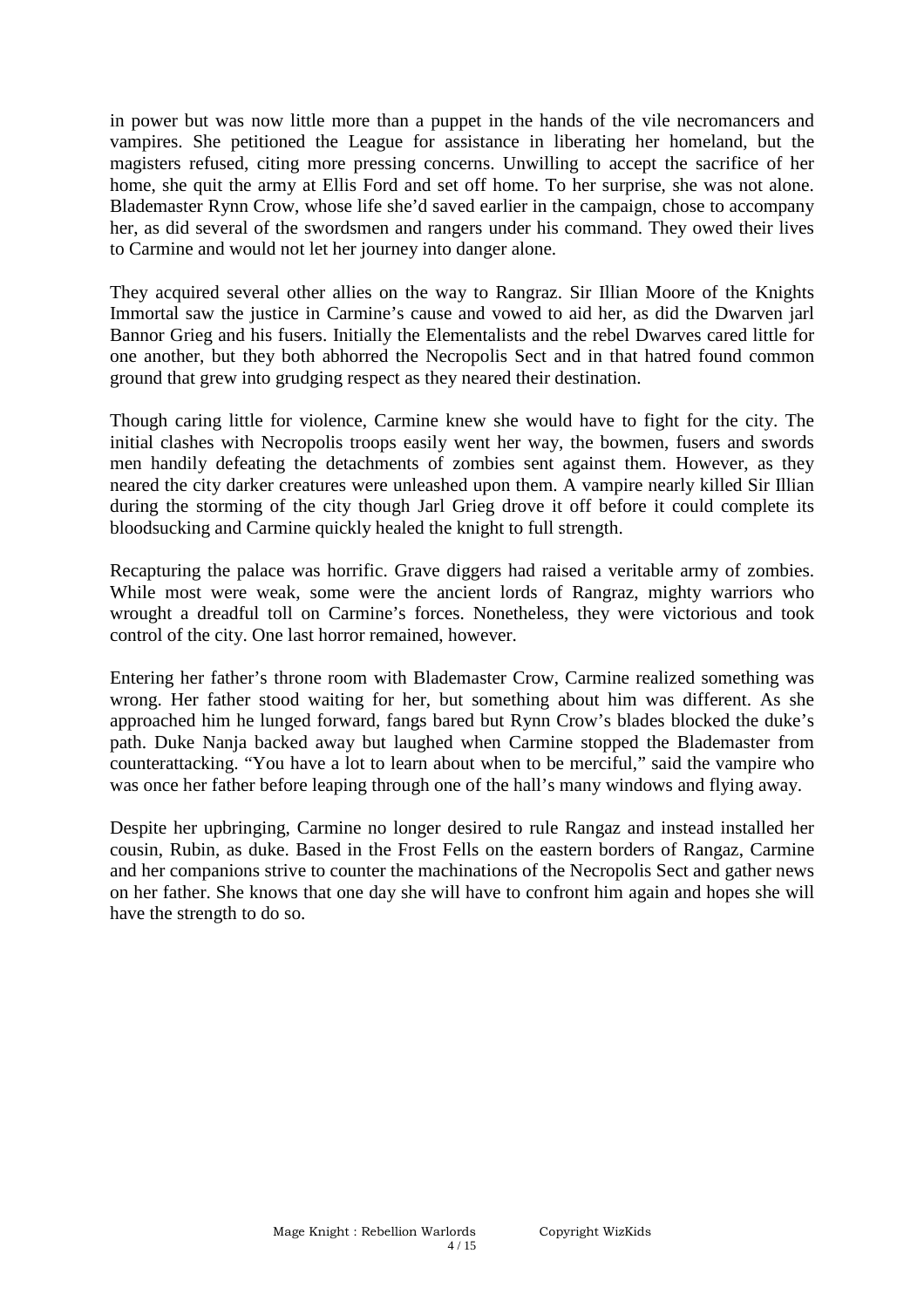in power but was now little more than a puppet in the hands of the vile necromancers and vampires. She petitioned the League for assistance in liberating her homeland, but the magisters refused, citing more pressing concerns. Unwilling to accept the sacrifice of her home, she quit the army at Ellis Ford and set off home. To her surprise, she was not alone. Blademaster Rynn Crow, whose life she'd saved earlier in the campaign, chose to accompany her, as did several of the swordsmen and rangers under his command. They owed their lives to Carmine and would not let her journey into danger alone.

They acquired several other allies on the way to Rangraz. Sir Illian Moore of the Knights Immortal saw the justice in Carmine's cause and vowed to aid her, as did the Dwarven jarl Bannor Grieg and his fusers. Initially the Elementalists and the rebel Dwarves cared little for one another, but they both abhorred the Necropolis Sect and in that hatred found common ground that grew into grudging respect as they neared their destination.

Though caring little for violence, Carmine knew she would have to fight for the city. The initial clashes with Necropolis troops easily went her way, the bowmen, fusers and swords men handily defeating the detachments of zombies sent against them. However, as they neared the city darker creatures were unleashed upon them. A vampire nearly killed Sir Illian during the storming of the city though Jarl Grieg drove it off before it could complete its bloodsucking and Carmine quickly healed the knight to full strength.

Recapturing the palace was horrific. Grave diggers had raised a veritable army of zombies. While most were weak, some were the ancient lords of Rangraz, mighty warriors who wrought a dreadful toll on Carmine's forces. Nonetheless, they were victorious and took control of the city. One last horror remained, however.

Entering her father's throne room with Blademaster Crow, Carmine realized something was wrong. Her father stood waiting for her, but something about him was different. As she approached him he lunged forward, fangs bared but Rynn Crow's blades blocked the duke's path. Duke Nanja backed away but laughed when Carmine stopped the Blademaster from counterattacking. "You have a lot to learn about when to be merciful," said the vampire who was once her father before leaping through one of the hall's many windows and flying away.

Despite her upbringing, Carmine no longer desired to rule Rangaz and instead installed her cousin, Rubin, as duke. Based in the Frost Fells on the eastern borders of Rangaz, Carmine and her companions strive to counter the machinations of the Necropolis Sect and gather news on her father. She knows that one day she will have to confront him again and hopes she will have the strength to do so.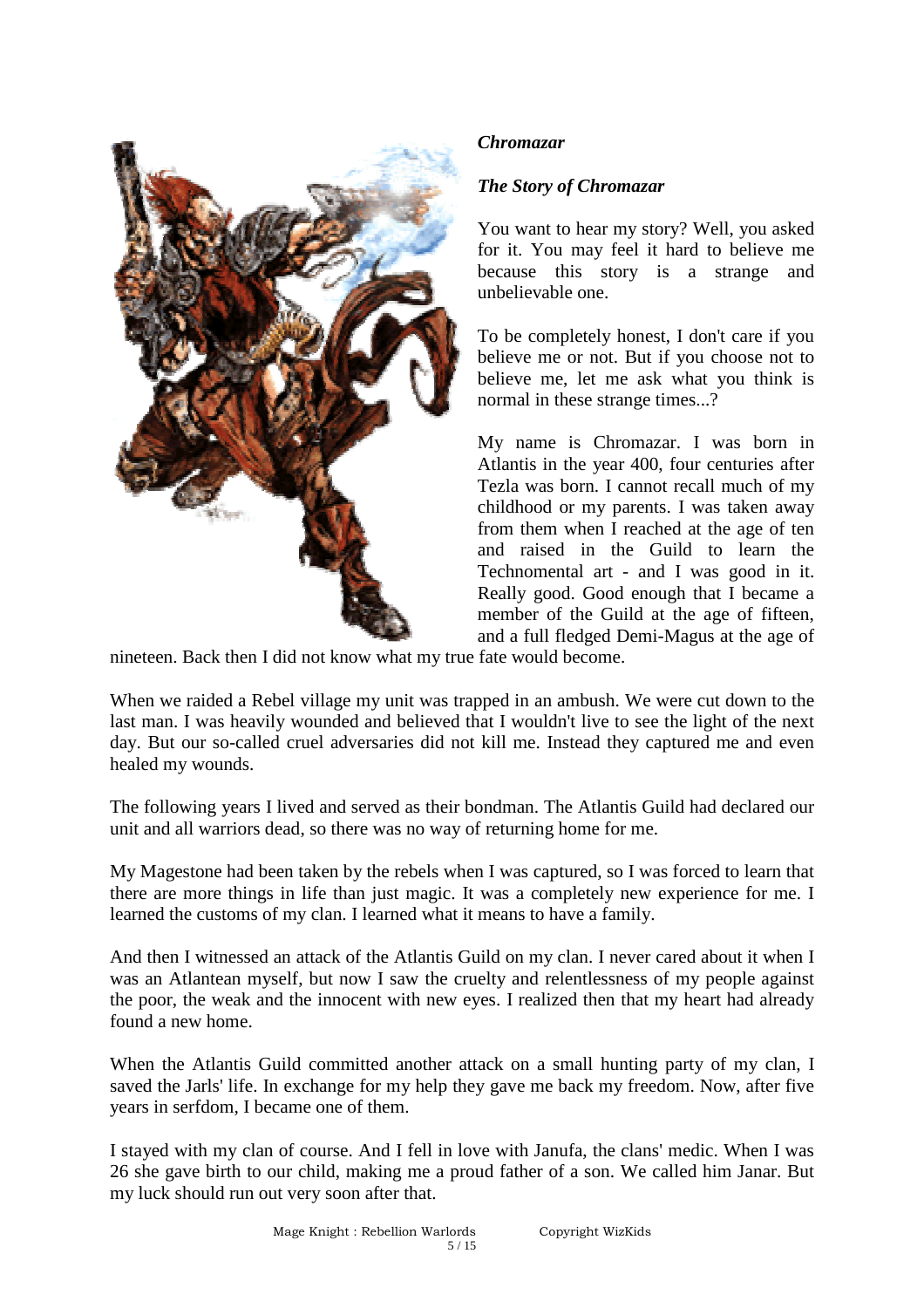***Chromazar***

***The Story of Chromazar***

You want to hear my story? Well, you asked for it. You may feel it hard to believe me because this story is a strange and unbelievable one.

To be completely honest, I don't care if you believe me or not. But if you choose not to believe me, let me ask what you think is normal in these strange times...?

My name is Chromazar. I was born in Atlantis in the year 400, four centuries after Tezla was born. I cannot recall much of my childhood or my parents. I was taken away from them when I reached at the age of ten and raised in the Guild to learn the Technomental art - and I was good in it. Really good. Good enough that I became a member of the Guild at the age of fifteen, and a full fledged Demi-Magus at the age of nineteen. Back then I did not know what my true fate would become.

When we raided a Rebel village my unit was trapped in an ambush. We were cut down to the last man. I was heavily wounded and believed that I wouldn't live to see the light of the next day. But our so-called cruel adversaries did not kill me. Instead they captured me and even healed my wounds.

The following years I lived and served as their bondman. The Atlantis Guild had declared our unit and all warriors dead, so there was no way of returning home for me.

My Magestone had been taken by the rebels when I was captured, so I was forced to learn that there are more things in life than just magic. It was a completely new experience for me. I learned the customs of my clan. I learned what it means to have a family.

And then I witnessed an attack of the Atlantis Guild on my clan. I never cared about it when I was an Atlantean myself, but now I saw the cruelty and relentlessness of my people against the poor, the weak and the innocent with new eyes. I realized then that my heart had already found a new home.

When the Atlantis Guild committed another attack on a small hunting party of my clan, I saved the Jarls' life. In exchange for my help they gave me back my freedom. Now, after five years in serfdom, I became one of them.

I stayed with my clan of course. And I fell in love with Janufa, the clans' medic. When I was 26 she gave birth to our child, making me a proud father of a son. We called him Janar. But my luck should run out very soon after that.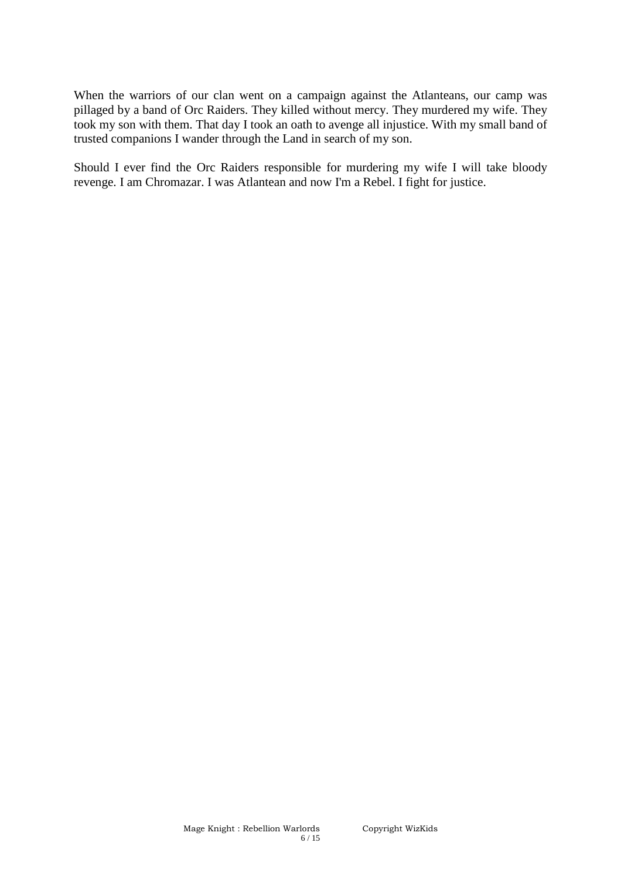When the warriors of our clan went on a campaign against the Atlanteans, our camp was pillaged by a band of Orc Raiders. They killed without mercy. They murdered my wife. They took my son with them. That day I took an oath to avenge all injustice. With my small band of trusted companions I wander through the Land in search of my son.

Should I ever find the Orc Raiders responsible for murdering my wife I will take bloody revenge. I am Chromazar. I was Atlantean and now I'm a Rebel. I fight for justice.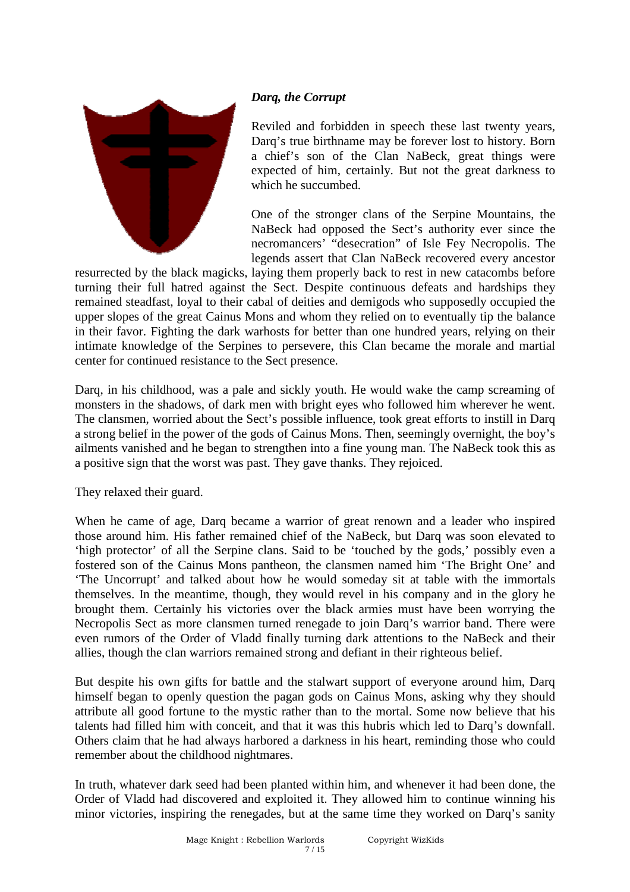***Darq, the Corrupt***

Reviled and forbidden in speech these last twenty years, Darq's true birthname may be forever lost to history. Born a chief's son of the Clan NaBeck, great things were expected of him, certainly. But not the great darkness to which he succumbed.

One of the stronger clans of the Serpine Mountains, the NaBeck had opposed the Sect's authority ever since the necromancers' "desecration" of Isle Fey Necropolis. The legends assert that Clan NaBeck recovered every ancestor resurrected by the black magicks, laying them properly back to rest in new catacombs before turning their full hatred against the Sect. Despite continuous defeats and hardships they remained steadfast, loyal to their cabal of deities and demigods who supposedly occupied the upper slopes of the great Cainus Mons and whom they relied on to eventually tip the balance in their favor. Fighting the dark warhosts for better than one hundred years, relying on their intimate knowledge of the Serpines to persevere, this Clan became the morale and martial center for continued resistance to the Sect presence.

Darq, in his childhood, was a pale and sickly youth. He would wake the camp screaming of monsters in the shadows, of dark men with bright eyes who followed him wherever he went. The clansmen, worried about the Sect's possible influence, took great efforts to instill in Darq a strong belief in the power of the gods of Cainus Mons. Then, seemingly overnight, the boy's ailments vanished and he began to strengthen into a fine young man. The NaBeck took this as a positive sign that the worst was past. They gave thanks. They rejoiced.

They relaxed their guard.

When he came of age, Darq became a warrior of great renown and a leader who inspired those around him. His father remained chief of the NaBeck, but Darq was soon elevated to 'high protector' of all the Serpine clans. Said to be 'touched by the gods,' possibly even a fostered son of the Cainus Mons pantheon, the clansmen named him 'The Bright One' and 'The Uncorrupt' and talked about how he would someday sit at table with the immortals themselves. In the meantime, though, they would revel in his company and in the glory he brought them. Certainly his victories over the black armies must have been worrying the Necropolis Sect as more clansmen turned renegade to join Darq's warrior band. There were even rumors of the Order of Vladd finally turning dark attentions to the NaBeck and their allies, though the clan warriors remained strong and defiant in their righteous belief.

But despite his own gifts for battle and the stalwart support of everyone around him, Darq himself began to openly question the pagan gods on Cainus Mons, asking why they should attribute all good fortune to the mystic rather than to the mortal. Some now believe that his talents had filled him with conceit, and that it was this hubris which led to Darq's downfall. Others claim that he had always harbored a darkness in his heart, reminding those who could remember about the childhood nightmares.

In truth, whatever dark seed had been planted within him, and whenever it had been done, the Order of Vladd had discovered and exploited it. They allowed him to continue winning his minor victories, inspiring the renegades, but at the same time they worked on Darq's sanity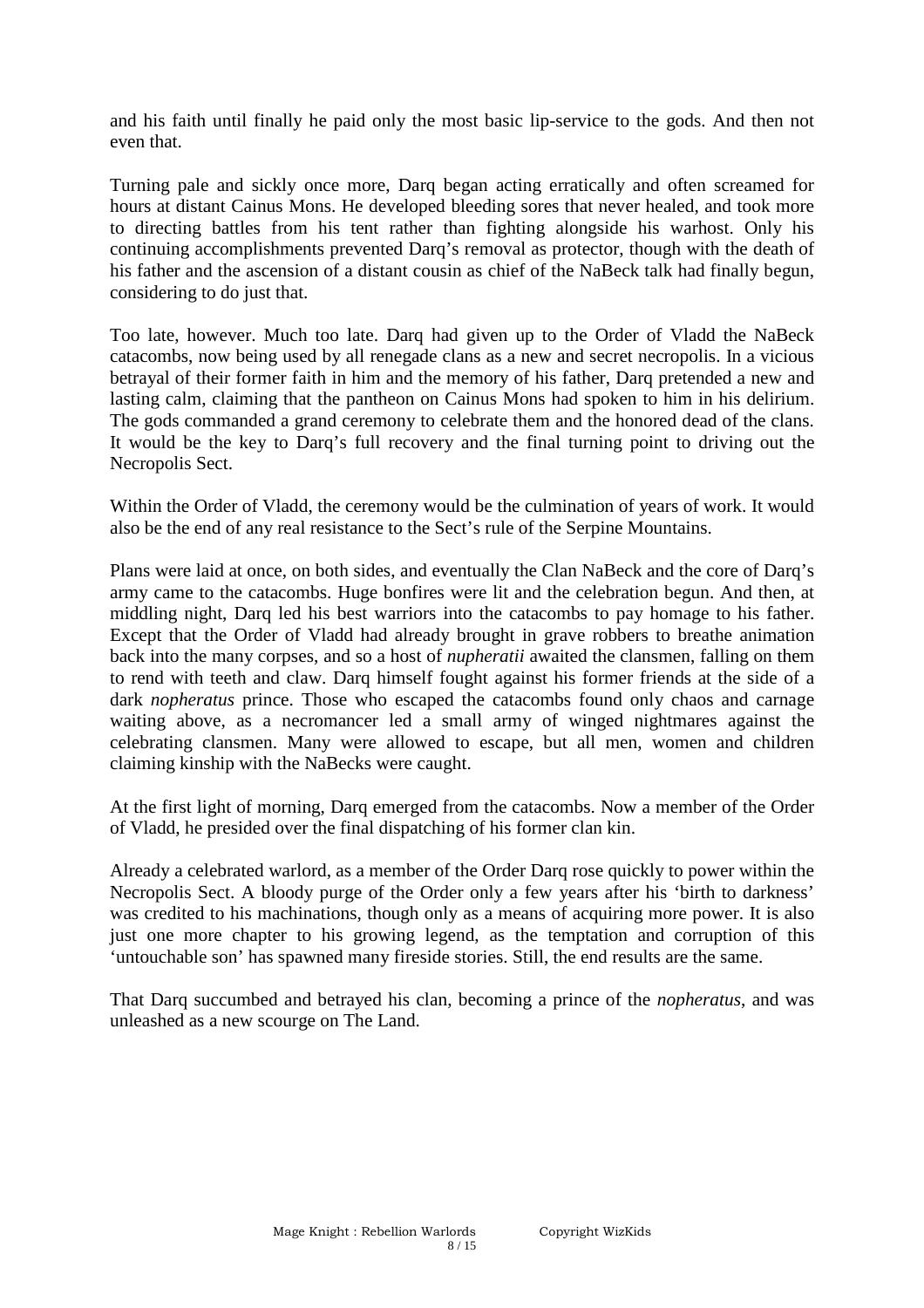and his faith until finally he paid only the most basic lip-service to the gods. And then not even that.

Turning pale and sickly once more, Darq began acting erratically and often screamed for hours at distant Cainus Mons. He developed bleeding sores that never healed, and took more to directing battles from his tent rather than fighting alongside his warhost. Only his continuing accomplishments prevented Darq's removal as protector, though with the death of his father and the ascension of a distant cousin as chief of the NaBeck talk had finally begun, considering to do just that.

Too late, however. Much too late. Darq had given up to the Order of Vladd the NaBeck catacombs, now being used by all renegade clans as a new and secret necropolis. In a vicious betrayal of their former faith in him and the memory of his father, Darq pretended a new and lasting calm, claiming that the pantheon on Cainus Mons had spoken to him in his delirium. The gods commanded a grand ceremony to celebrate them and the honored dead of the clans. It would be the key to Darq's full recovery and the final turning point to driving out the Necropolis Sect.

Within the Order of Vladd, the ceremony would be the culmination of years of work. It would also be the end of any real resistance to the Sect's rule of the Serpine Mountains.

Plans were laid at once, on both sides, and eventually the Clan NaBeck and the core of Darq's army came to the catacombs. Huge bonfires were lit and the celebration begun. And then, at middling night, Darq led his best warriors into the catacombs to pay homage to his father. Except that the Order of Vladd had already brought in grave robbers to breathe animation back into the many corpses, and so a host of *nupheratii* awaited the clansmen, falling on them to rend with teeth and claw. Darq himself fought against his former friends at the side of a dark *nopheratus* prince. Those who escaped the catacombs found only chaos and carnage waiting above, as a necromancer led a small army of winged nightmares against the celebrating clansmen. Many were allowed to escape, but all men, women and children claiming kinship with the NaBecks were caught.

At the first light of morning, Darq emerged from the catacombs. Now a member of the Order of Vladd, he presided over the final dispatching of his former clan kin.

Already a celebrated warlord, as a member of the Order Darq rose quickly to power within the Necropolis Sect. A bloody purge of the Order only a few years after his 'birth to darkness' was credited to his machinations, though only as a means of acquiring more power. It is also just one more chapter to his growing legend, as the temptation and corruption of this 'untouchable son' has spawned many fireside stories. Still, the end results are the same.

That Darq succumbed and betrayed his clan, becoming a prince of the *nopheratus*, and was unleashed as a new scourge on The Land.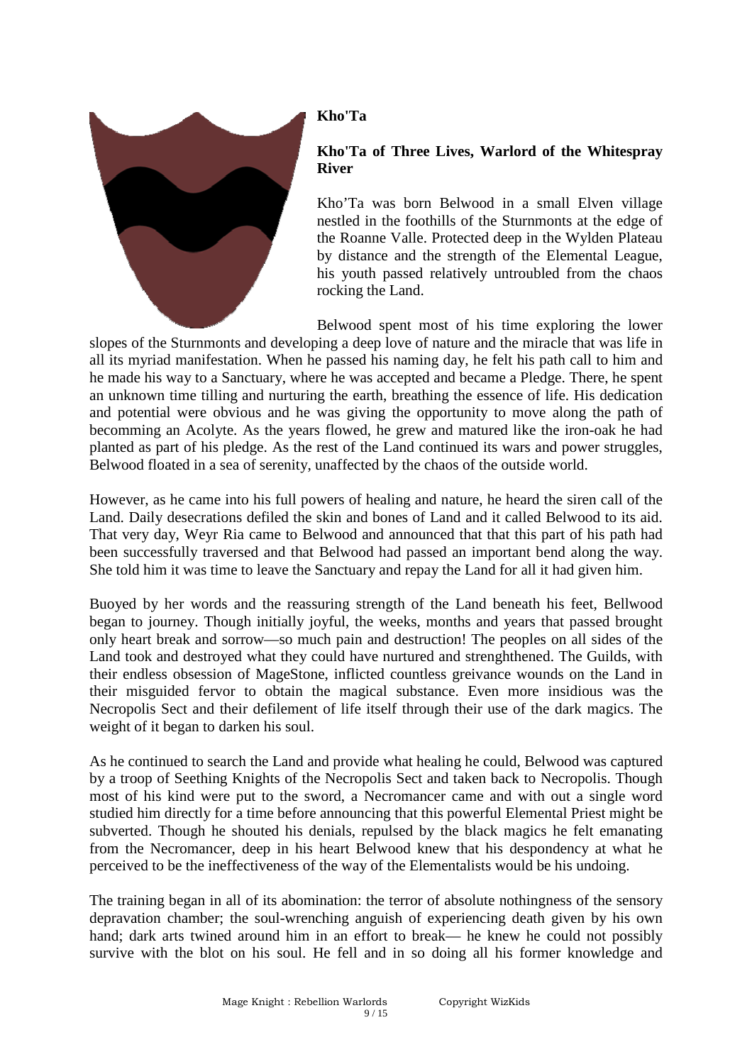**Kho'Ta**

**Kho'Ta of Three Lives, Warlord of the Whitespray River**

Kho’Ta was born Belwood in a small Elven village nestled in the foothills of the Sturnmonts at the edge of the Roanne Valle. Protected deep in the Wylden Plateau by distance and the strength of the Elemental League, his youth passed relatively untroubled from the chaos rocking the Land.

Belwood spent most of his time exploring the lower slopes of the Sturnmonts and developing a deep love of nature and the miracle that was life in all its myriad manifestation. When he passed his naming day, he felt his path call to him and he made his way to a Sanctuary, where he was accepted and became a Pledge. There, he spent an unknown time tilling and nurturing the earth, breathing the essence of life. His dedication and potential were obvious and he was giving the opportunity to move along the path of becomming an Acolyte. As the years flowed, he grew and matured like the iron-oak he had planted as part of his pledge. As the rest of the Land continued its wars and power struggles, Belwood floated in a sea of serenity, unaffected by the chaos of the outside world.

However, as he came into his full powers of healing and nature, he heard the siren call of the Land. Daily desecrations defiled the skin and bones of Land and it called Belwood to its aid. That very day, Weyr Ria came to Belwood and announced that that this part of his path had been successfully traversed and that Belwood had passed an important bend along the way. She told him it was time to leave the Sanctuary and repay the Land for all it had given him.

Buoyed by her words and the reassuring strength of the Land beneath his feet, Bellwood began to journey. Though initially joyful, the weeks, months and years that passed brought only heart break and sorrow—so much pain and destruction! The peoples on all sides of the Land took and destroyed what they could have nurtured and strenghthened. The Guilds, with their endless obsession of MageStone, inflicted countless greivance wounds on the Land in their misguided fervor to obtain the magical substance. Even more insidious was the Necropolis Sect and their defilement of life itself through their use of the dark magics. The weight of it began to darken his soul.

As he continued to search the Land and provide what healing he could, Belwood was captured by a troop of Seething Knights of the Necropolis Sect and taken back to Necropolis. Though most of his kind were put to the sword, a Necromancer came and with out a single word studied him directly for a time before announcing that this powerful Elemental Priest might be subverted. Though he shouted his denials, repulsed by the black magics he felt emanating from the Necromancer, deep in his heart Belwood knew that his despondency at what he perceived to be the ineffectiveness of the way of the Elementalists would be his undoing.

The training began in all of its abomination: the terror of absolute nothingness of the sensory depravation chamber; the soul-wrenching anguish of experiencing death given by his own hand; dark arts twined around him in an effort to break— he knew he could not possibly survive with the blot on his soul. He fell and in so doing all his former knowledge and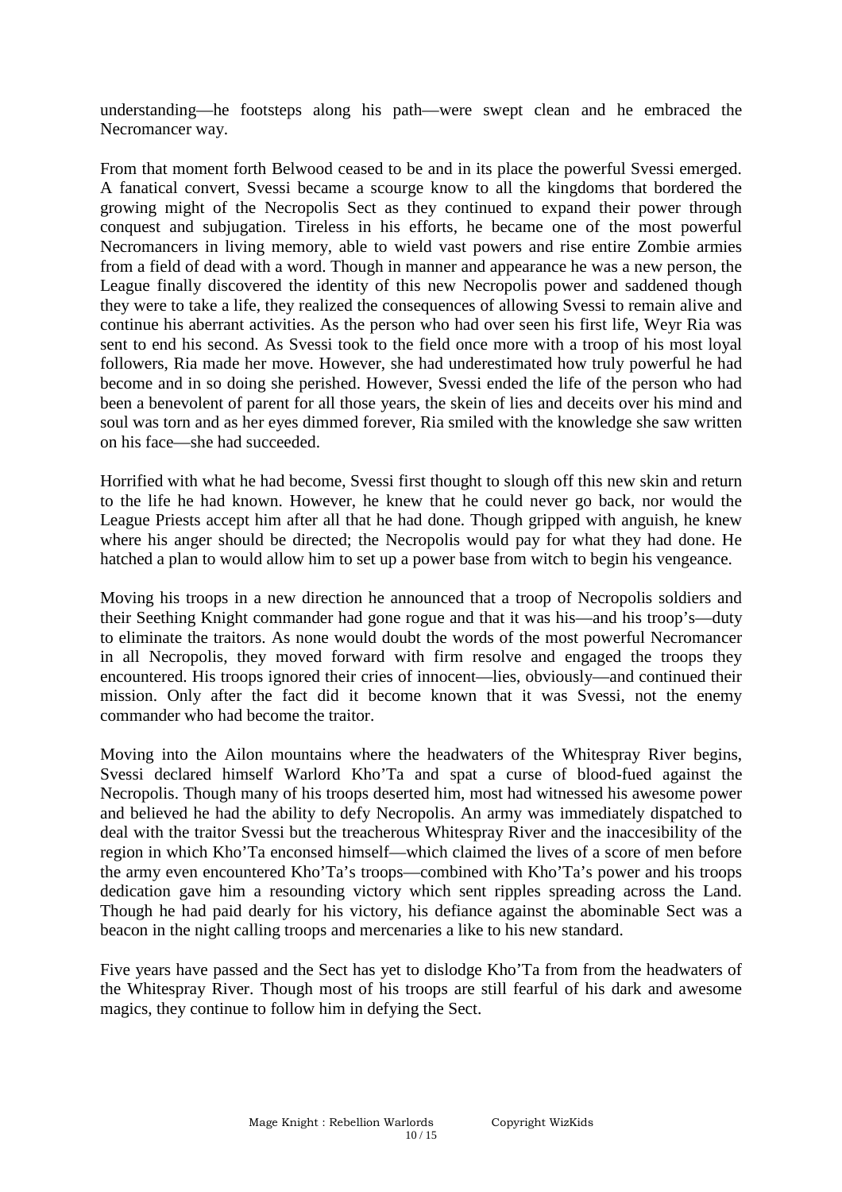understanding—he footsteps along his path—were swept clean and he embraced the Necromancer way.

From that moment forth Belwood ceased to be and in its place the powerful Svessi emerged. A fanatical convert, Svessi became a scourge know to all the kingdoms that bordered the growing might of the Necropolis Sect as they continued to expand their power through conquest and subjugation. Tireless in his efforts, he became one of the most powerful Necromancers in living memory, able to wield vast powers and rise entire Zombie armies from a field of dead with a word. Though in manner and appearance he was a new person, the League finally discovered the identity of this new Necropolis power and saddened though they were to take a life, they realized the consequences of allowing Svessi to remain alive and continue his aberrant activities. As the person who had over seen his first life, Weyr Ria was sent to end his second. As Svessi took to the field once more with a troop of his most loyal followers, Ria made her move. However, she had underestimated how truly powerful he had become and in so doing she perished. However, Svessi ended the life of the person who had been a benevolent of parent for all those years, the skein of lies and deceits over his mind and soul was torn and as her eyes dimmed forever, Ria smiled with the knowledge she saw written on his face—she had succeeded.

Horrified with what he had become, Svessi first thought to slough off this new skin and return to the life he had known. However, he knew that he could never go back, nor would the League Priests accept him after all that he had done. Though gripped with anguish, he knew where his anger should be directed; the Necropolis would pay for what they had done. He hatched a plan to would allow him to set up a power base from witch to begin his vengeance.

Moving his troops in a new direction he announced that a troop of Necropolis soldiers and their Seething Knight commander had gone rogue and that it was his—and his troop's—duty to eliminate the traitors. As none would doubt the words of the most powerful Necromancer in all Necropolis, they moved forward with firm resolve and engaged the troops they encountered. His troops ignored their cries of innocent—lies, obviously—and continued their mission. Only after the fact did it become known that it was Svessi, not the enemy commander who had become the traitor.

Moving into the Ailon mountains where the headwaters of the Whitespray River begins, Svessi declared himself Warlord Kho'Ta and spat a curse of blood-fued against the Necropolis. Though many of his troops deserted him, most had witnessed his awesome power and believed he had the ability to defy Necropolis. An army was immediately dispatched to deal with the traitor Svessi but the treacherous Whitespray River and the inaccesibility of the region in which Kho'Ta enconsed himself—which claimed the lives of a score of men before the army even encountered Kho'Ta's troops—combined with Kho'Ta's power and his troops dedication gave him a resounding victory which sent ripples spreading across the Land. Though he had paid dearly for his victory, his defiance against the abominable Sect was a beacon in the night calling troops and mercenaries a like to his new standard.

Five years have passed and the Sect has yet to dislodge Kho'Ta from from the headwaters of the Whitespray River. Though most of his troops are still fearful of his dark and awesome magics, they continue to follow him in defying the Sect.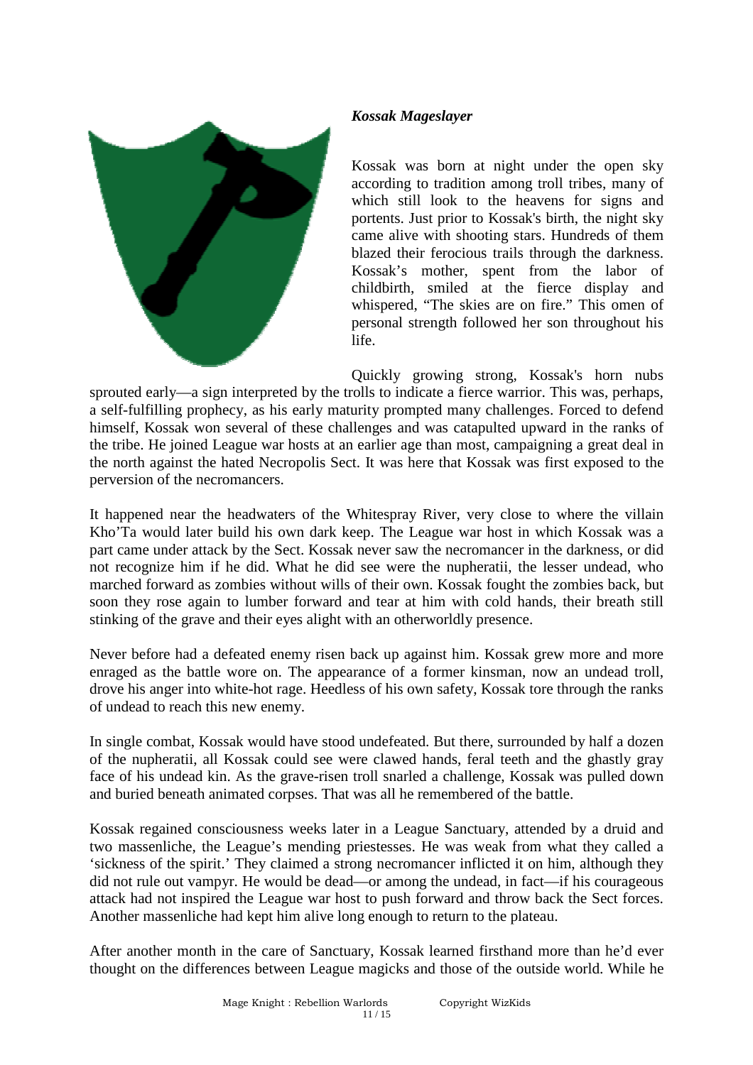***Kossak Mageslayer***

Kossak was born at night under the open sky according to tradition among troll tribes, many of which still look to the heavens for signs and portents. Just prior to Kossak's birth, the night sky came alive with shooting stars. Hundreds of them blazed their ferocious trails through the darkness. Kossak's mother, spent from the labor of childbirth, smiled at the fierce display and whispered, "The skies are on fire." This omen of personal strength followed her son throughout his life.

Quickly growing strong, Kossak's horn nubs sprouted early—a sign interpreted by the trolls to indicate a fierce warrior. This was, perhaps, a self-fulfilling prophecy, as his early maturity prompted many challenges. Forced to defend himself, Kossak won several of these challenges and was catapulted upward in the ranks of the tribe. He joined League war hosts at an earlier age than most, campaigning a great deal in the north against the hated Necropolis Sect. It was here that Kossak was first exposed to the perversion of the necromancers.

It happened near the headwaters of the Whitespray River, very close to where the villain Kho'Ta would later build his own dark keep. The League war host in which Kossak was a part came under attack by the Sect. Kossak never saw the necromancer in the darkness, or did not recognize him if he did. What he did see were the nupheratii, the lesser undead, who marched forward as zombies without wills of their own. Kossak fought the zombies back, but soon they rose again to lumber forward and tear at him with cold hands, their breath still stinking of the grave and their eyes alight with an otherworldly presence.

Never before had a defeated enemy risen back up against him. Kossak grew more and more enraged as the battle wore on. The appearance of a former kinsman, now an undead troll, drove his anger into white-hot rage. Heedless of his own safety, Kossak tore through the ranks of undead to reach this new enemy.

In single combat, Kossak would have stood undefeated. But there, surrounded by half a dozen of the nupheratii, all Kossak could see were clawed hands, feral teeth and the ghastly gray face of his undead kin. As the grave-risen troll snarled a challenge, Kossak was pulled down and buried beneath animated corpses. That was all he remembered of the battle.

Kossak regained consciousness weeks later in a League Sanctuary, attended by a druid and two massenliche, the League's mending priestesses. He was weak from what they called a 'sickness of the spirit.' They claimed a strong necromancer inflicted it on him, although they did not rule out vampyr. He would be dead—or among the undead, in fact—if his courageous attack had not inspired the League war host to push forward and throw back the Sect forces. Another massenliche had kept him alive long enough to return to the plateau.

After another month in the care of Sanctuary, Kossak learned firsthand more than he'd ever thought on the differences between League magicks and those of the outside world. While he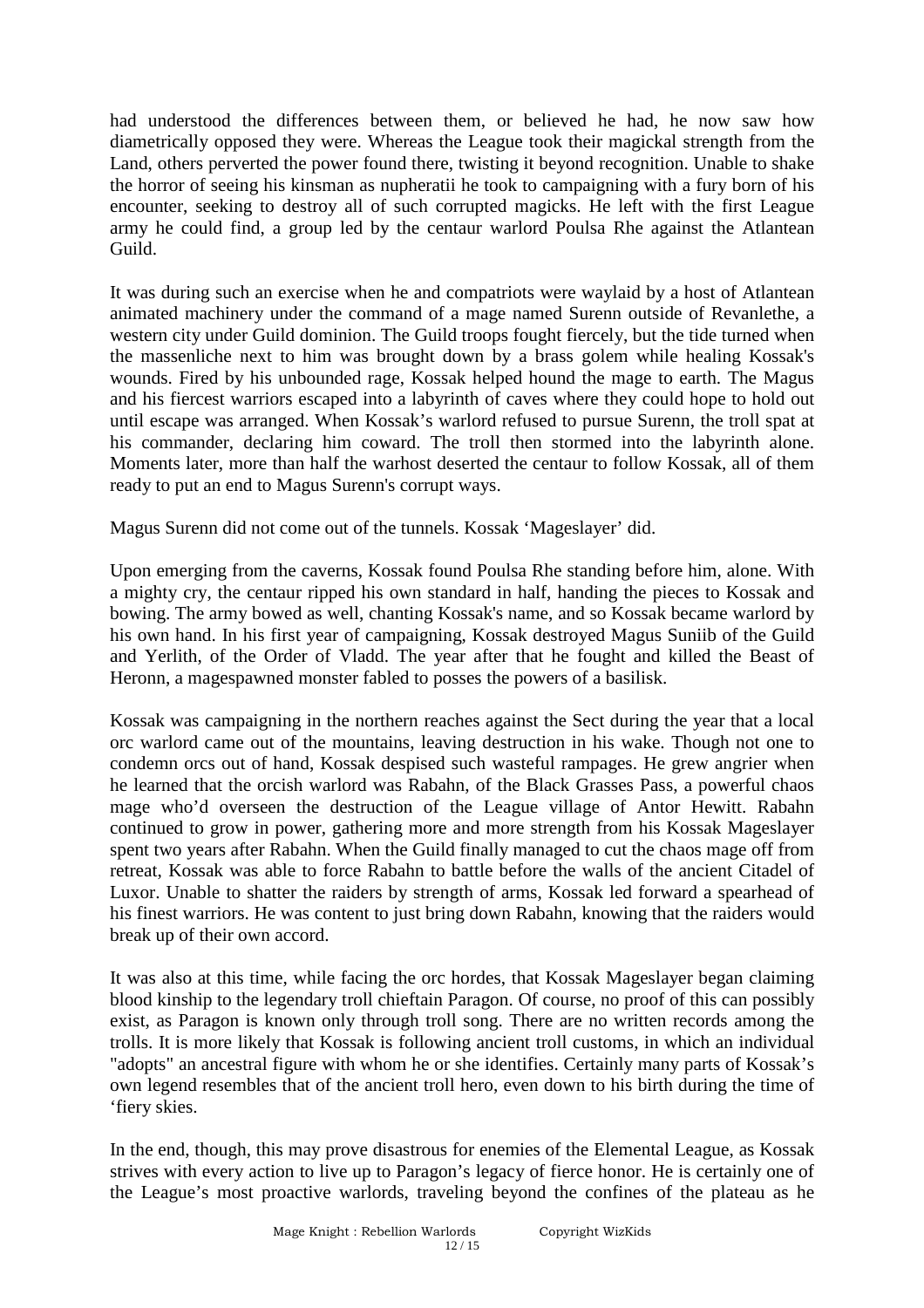had understood the differences between them, or believed he had, he now saw how diametrically opposed they were. Whereas the League took their magickal strength from the Land, others perverted the power found there, twisting it beyond recognition. Unable to shake the horror of seeing his kinsman as nupheratii he took to campaigning with a fury born of his encounter, seeking to destroy all of such corrupted magicks. He left with the first League army he could find, a group led by the centaur warlord Poulsa Rhe against the Atlantean Guild.

It was during such an exercise when he and compatriots were waylaid by a host of Atlantean animated machinery under the command of a mage named Surenn outside of Revanlethe, a western city under Guild dominion. The Guild troops fought fiercely, but the tide turned when the massenliche next to him was brought down by a brass golem while healing Kossak's wounds. Fired by his unbounded rage, Kossak helped hound the mage to earth. The Magus and his fiercest warriors escaped into a labyrinth of caves where they could hope to hold out until escape was arranged. When Kossak's warlord refused to pursue Surenn, the troll spat at his commander, declaring him coward. The troll then stormed into the labyrinth alone. Moments later, more than half the warhost deserted the centaur to follow Kossak, all of them ready to put an end to Magus Surenn's corrupt ways.

Magus Surenn did not come out of the tunnels. Kossak 'Mageslayer' did.

Upon emerging from the caverns, Kossak found Poulsa Rhe standing before him, alone. With a mighty cry, the centaur ripped his own standard in half, handing the pieces to Kossak and bowing. The army bowed as well, chanting Kossak's name, and so Kossak became warlord by his own hand. In his first year of campaigning, Kossak destroyed Magus Suniib of the Guild and Yerlith, of the Order of Vladd. The year after that he fought and killed the Beast of Heronn, a magespawned monster fabled to posses the powers of a basilisk.

Kossak was campaigning in the northern reaches against the Sect during the year that a local orc warlord came out of the mountains, leaving destruction in his wake. Though not one to condemn orcs out of hand, Kossak despised such wasteful rampages. He grew angrier when he learned that the orcish warlord was Rabahn, of the Black Grasses Pass, a powerful chaos mage who'd overseen the destruction of the League village of Antor Hewitt. Rabahn continued to grow in power, gathering more and more strength from his Kossak Mageslayer spent two years after Rabahn. When the Guild finally managed to cut the chaos mage off from retreat, Kossak was able to force Rabahn to battle before the walls of the ancient Citadel of Luxor. Unable to shatter the raiders by strength of arms, Kossak led forward a spearhead of his finest warriors. He was content to just bring down Rabahn, knowing that the raiders would break up of their own accord.

It was also at this time, while facing the orc hordes, that Kossak Mageslayer began claiming blood kinship to the legendary troll chieftain Paragon. Of course, no proof of this can possibly exist, as Paragon is known only through troll song. There are no written records among the trolls. It is more likely that Kossak is following ancient troll customs, in which an individual "adopts" an ancestral figure with whom he or she identifies. Certainly many parts of Kossak's own legend resembles that of the ancient troll hero, even down to his birth during the time of 'fiery skies.

In the end, though, this may prove disastrous for enemies of the Elemental League, as Kossak strives with every action to live up to Paragon's legacy of fierce honor. He is certainly one of the League's most proactive warlords, traveling beyond the confines of the plateau as he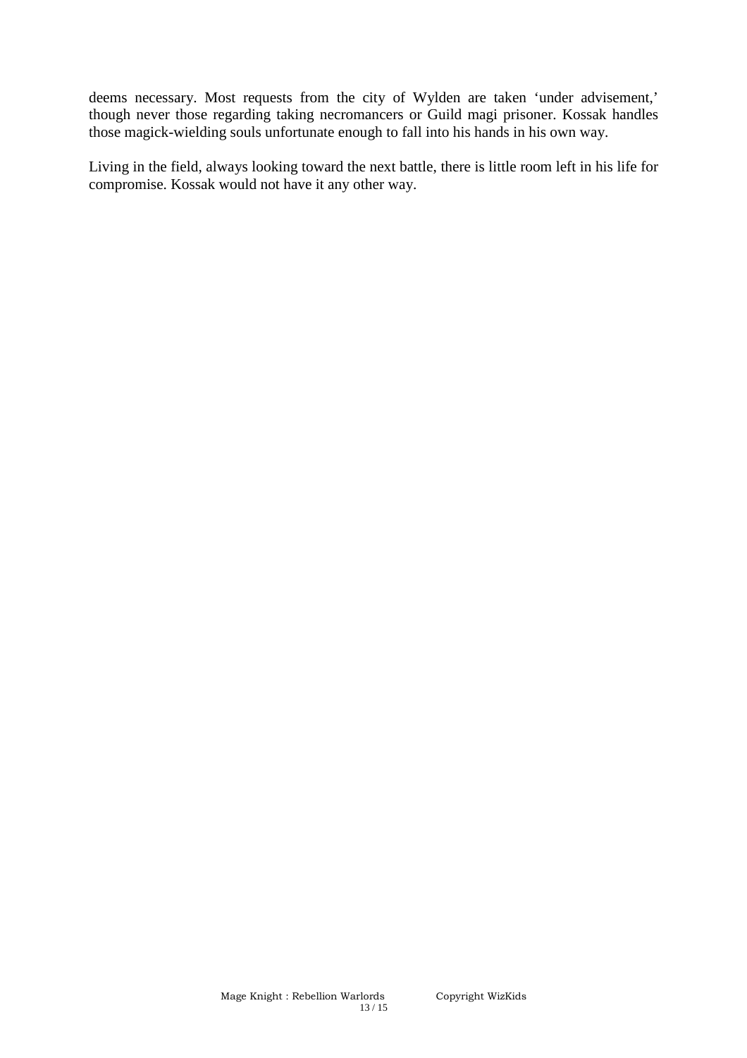deems necessary. Most requests from the city of Wylden are taken 'under advisement,' though never those regarding taking necromancers or Guild magi prisoner. Kossak handles those magick-wielding souls unfortunate enough to fall into his hands in his own way.

Living in the field, always looking toward the next battle, there is little room left in his life for compromise. Kossak would not have it any other way.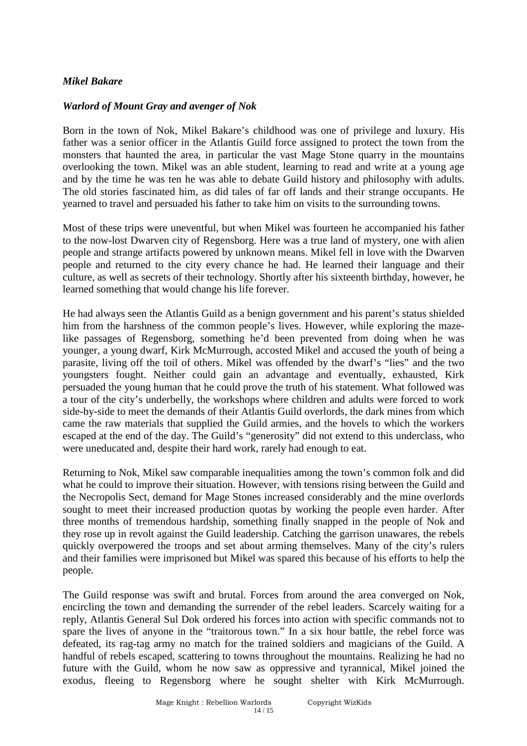***Mikel Bakare***

***Warlord of Mount Gray and avenger of Nok***

Born in the town of Nok, Mikel Bakare's childhood was one of privilege and luxury. His father was a senior officer in the Atlantis Guild force assigned to protect the town from the monsters that haunted the area, in particular the vast Mage Stone quarry in the mountains overlooking the town. Mikel was an able student, learning to read and write at a young age and by the time he was ten he was able to debate Guild history and philosophy with adults. The old stories fascinated him, as did tales of far off lands and their strange occupants. He yearned to travel and persuaded his father to take him on visits to the surrounding towns.

Most of these trips were uneventful, but when Mikel was fourteen he accompanied his father to the now-lost Dwarven city of Regensborg. Here was a true land of mystery, one with alien people and strange artifacts powered by unknown means. Mikel fell in love with the Dwarven people and returned to the city every chance he had. He learned their language and their culture, as well as secrets of their technology. Shortly after his sixteenth birthday, however, he learned something that would change his life forever.

He had always seen the Atlantis Guild as a benign government and his parent's status shielded him from the harshness of the common people's lives. However, while exploring the maze-like passages of Regensborg, something he'd been prevented from doing when he was younger, a young dwarf, Kirk McMurrough, accosted Mikel and accused the youth of being a parasite, living off the toil of others. Mikel was offended by the dwarf's "lies" and the two youngsters fought. Neither could gain an advantage and eventually, exhausted, Kirk persuaded the young human that he could prove the truth of his statement. What followed was a tour of the city's underbelly, the workshops where children and adults were forced to work side-by-side to meet the demands of their Atlantis Guild overlords, the dark mines from which came the raw materials that supplied the Guild armies, and the hovels to which the workers escaped at the end of the day. The Guild's "generosity" did not extend to this underclass, who were uneducated and, despite their hard work, rarely had enough to eat.

Returning to Nok, Mikel saw comparable inequalities among the town's common folk and did what he could to improve their situation. However, with tensions rising between the Guild and the Necropolis Sect, demand for Mage Stones increased considerably and the mine overlords sought to meet their increased production quotas by working the people even harder. After three months of tremendous hardship, something finally snapped in the people of Nok and they rose up in revolt against the Guild leadership. Catching the garrison unawares, the rebels quickly overpowered the troops and set about arming themselves. Many of the city's rulers and their families were imprisoned but Mikel was spared this because of his efforts to help the people.

The Guild response was swift and brutal. Forces from around the area converged on Nok, encircling the town and demanding the surrender of the rebel leaders. Scarcely waiting for a reply, Atlantis General Sul Dok ordered his forces into action with specific commands not to spare the lives of anyone in the "traitorous town." In a six hour battle, the rebel force was defeated, its rag-tag army no match for the trained soldiers and magicians of the Guild. A handful of rebels escaped, scattering to towns throughout the mountains. Realizing he had no future with the Guild, whom he now saw as oppressive and tyrannical, Mikel joined the exodus, fleeing to Regensborg where he sought shelter with Kirk McMurrough.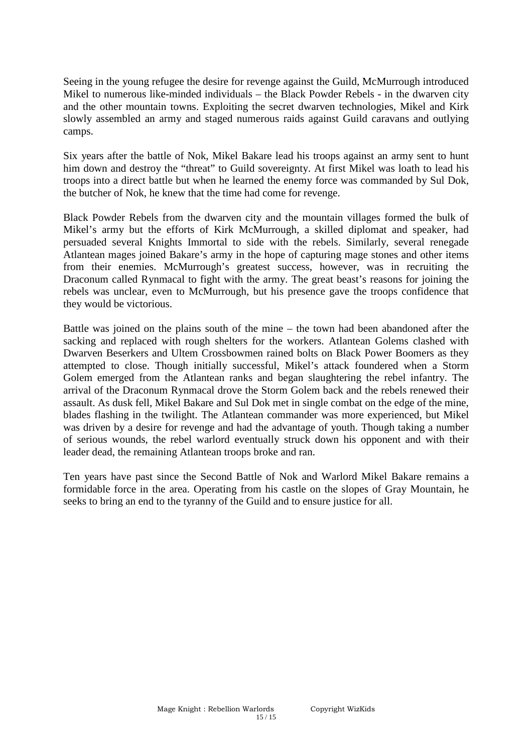Seeing in the young refugee the desire for revenge against the Guild, McMurrough introduced Mikel to numerous like-minded individuals – the Black Powder Rebels - in the dwarven city and the other mountain towns. Exploiting the secret dwarven technologies, Mikel and Kirk slowly assembled an army and staged numerous raids against Guild caravans and outlying camps.

Six years after the battle of Nok, Mikel Bakare lead his troops against an army sent to hunt him down and destroy the "threat" to Guild sovereignty. At first Mikel was loath to lead his troops into a direct battle but when he learned the enemy force was commanded by Sul Dok, the butcher of Nok, he knew that the time had come for revenge.

Black Powder Rebels from the dwarven city and the mountain villages formed the bulk of Mikel's army but the efforts of Kirk McMurrough, a skilled diplomat and speaker, had persuaded several Knights Immortal to side with the rebels. Similarly, several renegade Atlantean mages joined Bakare's army in the hope of capturing mage stones and other items from their enemies. McMurrough's greatest success, however, was in recruiting the Draconum called Rynmacal to fight with the army. The great beast's reasons for joining the rebels was unclear, even to McMurrough, but his presence gave the troops confidence that they would be victorious.

Battle was joined on the plains south of the mine – the town had been abandoned after the sacking and replaced with rough shelters for the workers. Atlantean Golems clashed with Dwarven Beserkers and Ultem Crossbowmen rained bolts on Black Power Boomers as they attempted to close. Though initially successful, Mikel's attack foundered when a Storm Golem emerged from the Atlantean ranks and began slaughtering the rebel infantry. The arrival of the Draconum Rynmacal drove the Storm Golem back and the rebels renewed their assault. As dusk fell, Mikel Bakare and Sul Dok met in single combat on the edge of the mine, blades flashing in the twilight. The Atlantean commander was more experienced, but Mikel was driven by a desire for revenge and had the advantage of youth. Though taking a number of serious wounds, the rebel warlord eventually struck down his opponent and with their leader dead, the remaining Atlantean troops broke and ran.

Ten years have past since the Second Battle of Nok and Warlord Mikel Bakare remains a formidable force in the area. Operating from his castle on the slopes of Gray Mountain, he seeks to bring an end to the tyranny of the Guild and to ensure justice for all.